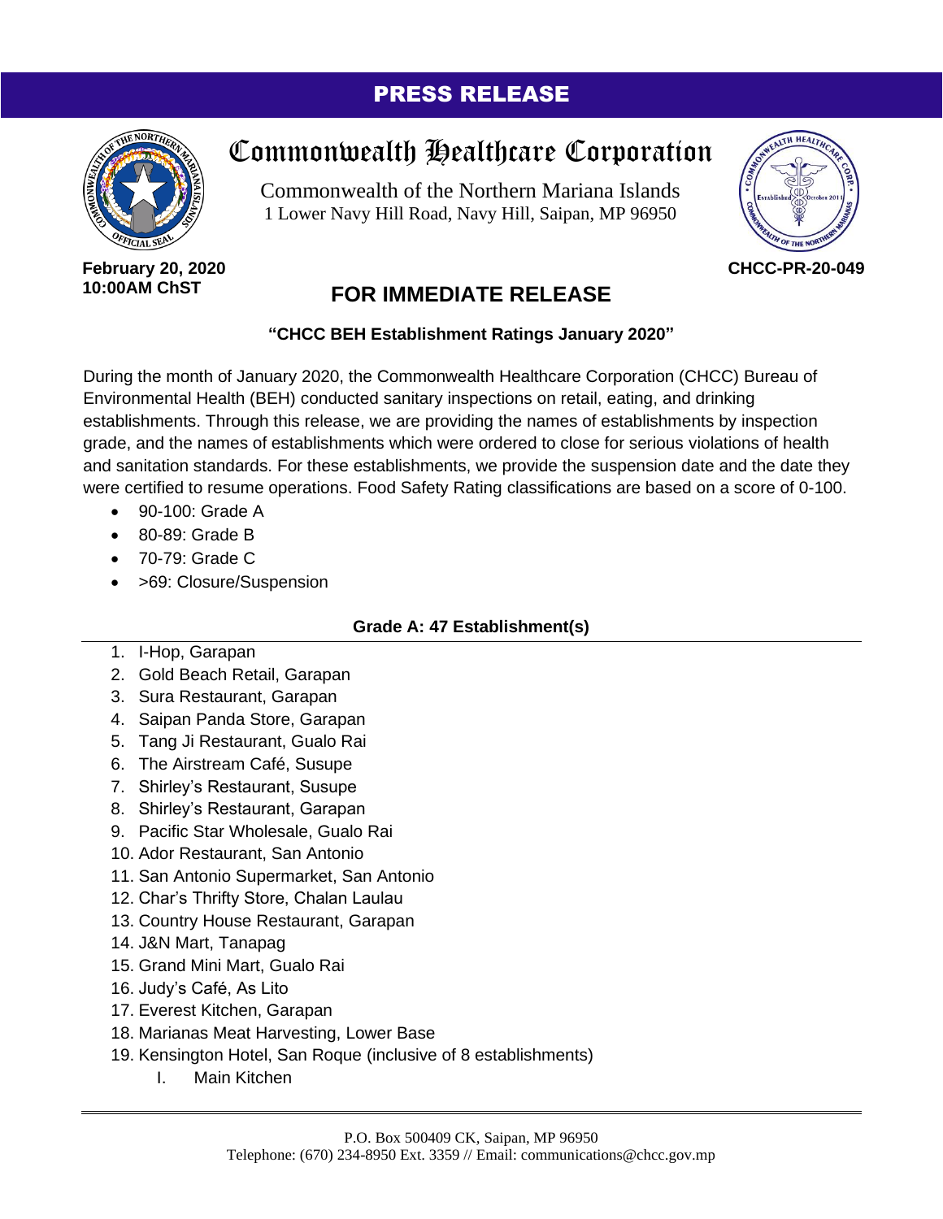# PRESS RELEASE

## Commonwealth Healthcare Corporation

Commonwealth of the Northern Mariana Islands
1 Lower Navy Hill Road, Navy Hill, Saipan, MP 96950

**February 20, 2020**
**10:00AM ChST**

**CHCC-PR-20-049**

## FOR IMMEDIATE RELEASE

### "CHCC BEH Establishment Ratings January 2020"

During the month of January 2020, the Commonwealth Healthcare Corporation (CHCC) Bureau of Environmental Health (BEH) conducted sanitary inspections on retail, eating, and drinking establishments. Through this release, we are providing the names of establishments by inspection grade, and the names of establishments which were ordered to close for serious violations of health and sanitation standards. For these establishments, we provide the suspension date and the date they were certified to resume operations. Food Safety Rating classifications are based on a score of 0-100.

- 90-100: Grade A
- 80-89: Grade B
- 70-79: Grade C
- >69: Closure/Suspension

### Grade A: 47 Establishment(s)

1. I-Hop, Garapan
2. Gold Beach Retail, Garapan
3. Sura Restaurant, Garapan
4. Saipan Panda Store, Garapan
5. Tang Ji Restaurant, Gualo Rai
6. The Airstream Café, Susupe
7. Shirley's Restaurant, Susupe
8. Shirley's Restaurant, Garapan
9. Pacific Star Wholesale, Gualo Rai
10. Ador Restaurant, San Antonio
11. San Antonio Supermarket, San Antonio
12. Char's Thrifty Store, Chalan Laulau
13. Country House Restaurant, Garapan
14. J&N Mart, Tanapag
15. Grand Mini Mart, Gualo Rai
16. Judy's Café, As Lito
17. Everest Kitchen, Garapan
18. Marianas Meat Harvesting, Lower Base
19. Kensington Hotel, San Roque (inclusive of 8 establishments)
    I. Main Kitchen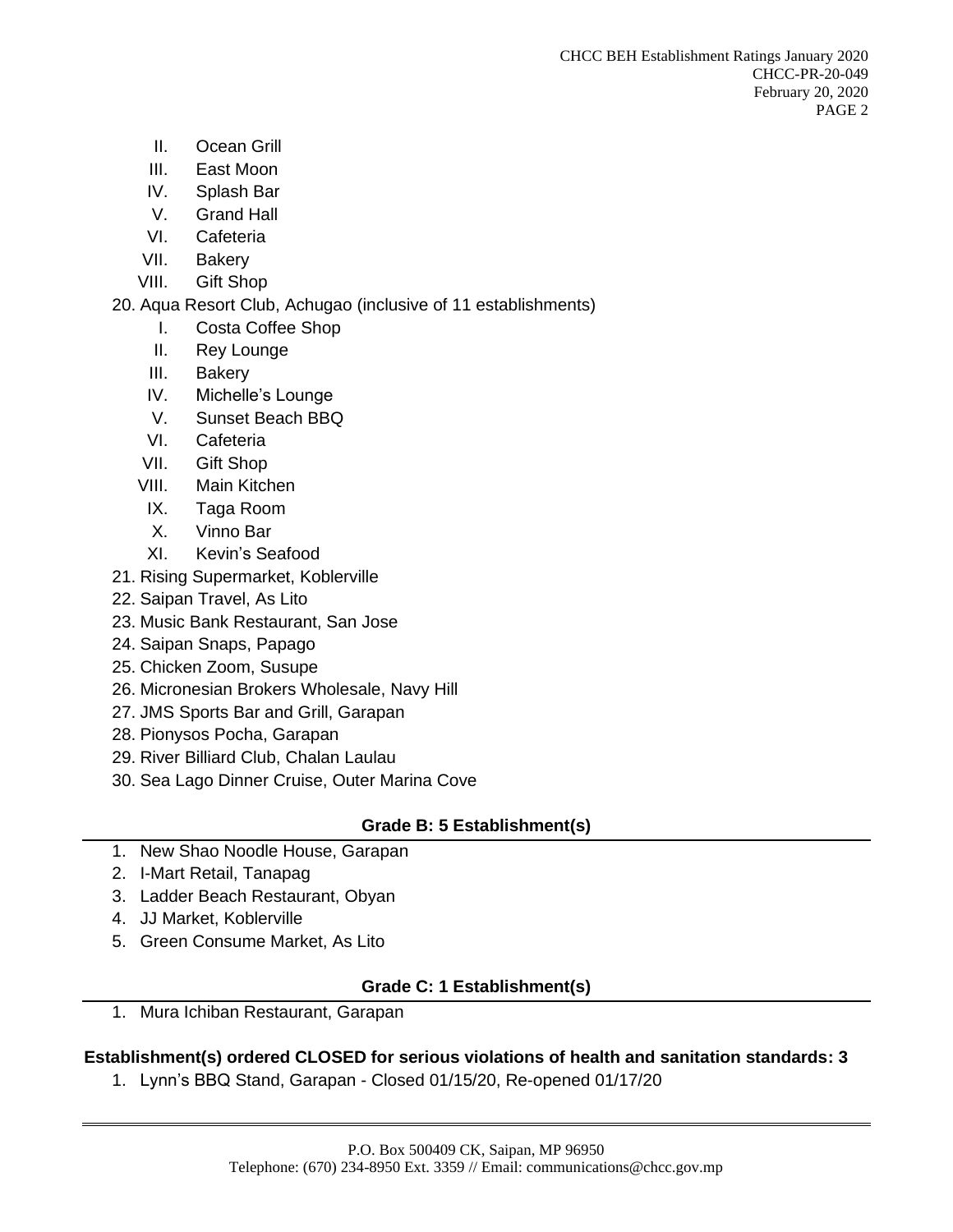II. Ocean Grill
    III. East Moon
    IV. Splash Bar
    V. Grand Hall
    VI. Cafeteria
    VII. Bakery
    VIII. Gift Shop

20. Aqua Resort Club, Achugao (inclusive of 11 establishments)
    I. Costa Coffee Shop
    II. Rey Lounge
    III. Bakery
    IV. Michelle's Lounge
    V. Sunset Beach BBQ
    VI. Cafeteria
    VII. Gift Shop
    VIII. Main Kitchen
    IX. Taga Room
    X. Vinno Bar
    XI. Kevin's Seafood
21. Rising Supermarket, Koblerville
22. Saipan Travel, As Lito
23. Music Bank Restaurant, San Jose
24. Saipan Snaps, Papago
25. Chicken Zoom, Susupe
26. Micronesian Brokers Wholesale, Navy Hill
27. JMS Sports Bar and Grill, Garapan
28. Pionysos Pocha, Garapan
29. River Billiard Club, Chalan Laulau
30. Sea Lago Dinner Cruise, Outer Marina Cove

### Grade B: 5 Establishment(s)

1. New Shao Noodle House, Garapan
2. I-Mart Retail, Tanapag
3. Ladder Beach Restaurant, Obyan
4. JJ Market, Koblerville
5. Green Consume Market, As Lito

### Grade C: 1 Establishment(s)

1. Mura Ichiban Restaurant, Garapan

**Establishment(s) ordered CLOSED for serious violations of health and sanitation standards: 3**

1. Lynn's BBQ Stand, Garapan - Closed 01/15/20, Re-opened 01/17/20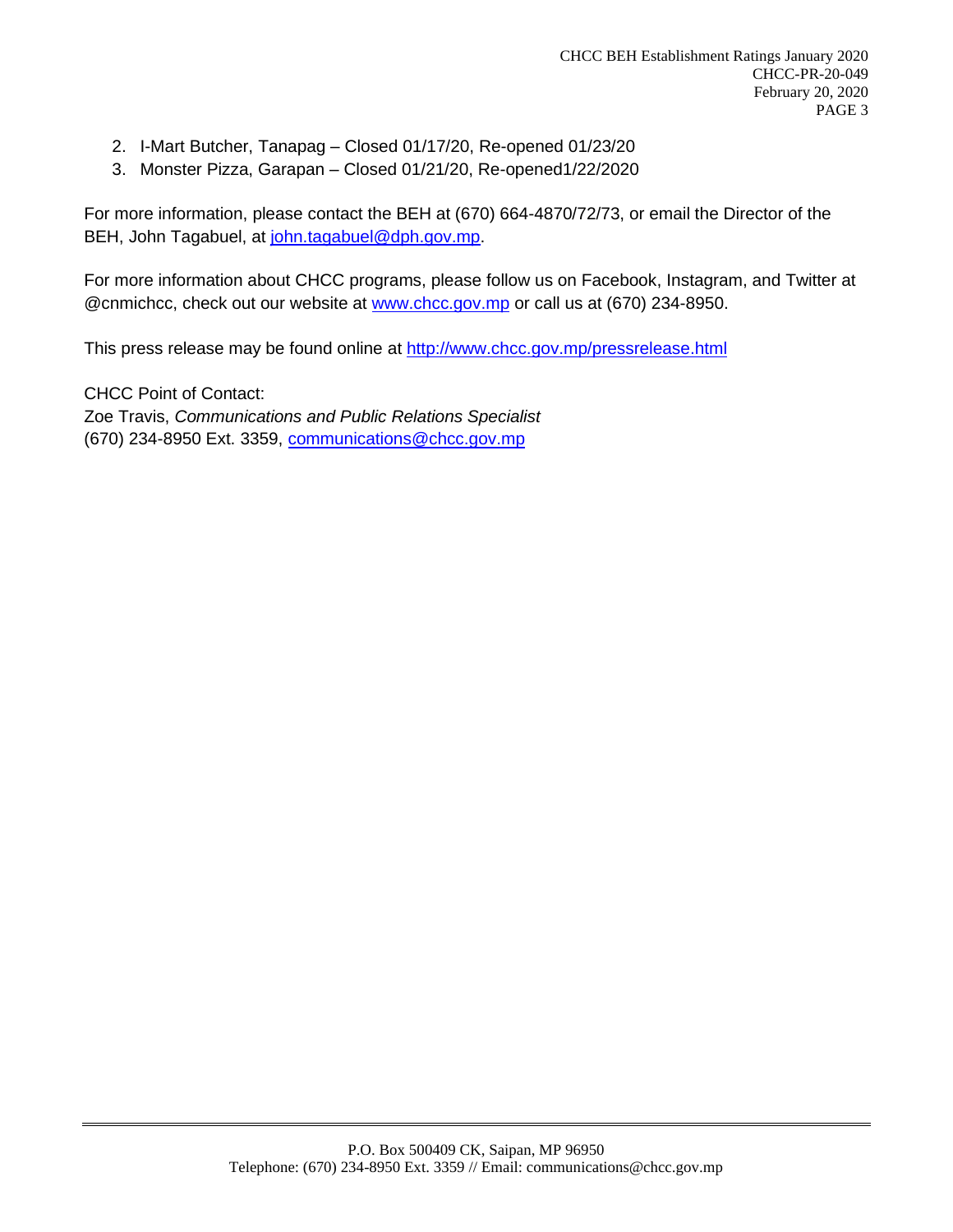2. I-Mart Butcher, Tanapag – Closed 01/17/20, Re-opened 01/23/20
3. Monster Pizza, Garapan – Closed 01/21/20, Re-opened1/22/2020

For more information, please contact the BEH at (670) 664-4870/72/73, or email the Director of the BEH, John Tagabuel, at john.tagabuel@dph.gov.mp.

For more information about CHCC programs, please follow us on Facebook, Instagram, and Twitter at @cnmichcc, check out our website at www.chcc.gov.mp or call us at (670) 234-8950.

This press release may be found online at http://www.chcc.gov.mp/pressrelease.html

CHCC Point of Contact:
Zoe Travis, *Communications and Public Relations Specialist*
(670) 234-8950 Ext. 3359, communications@chcc.gov.mp